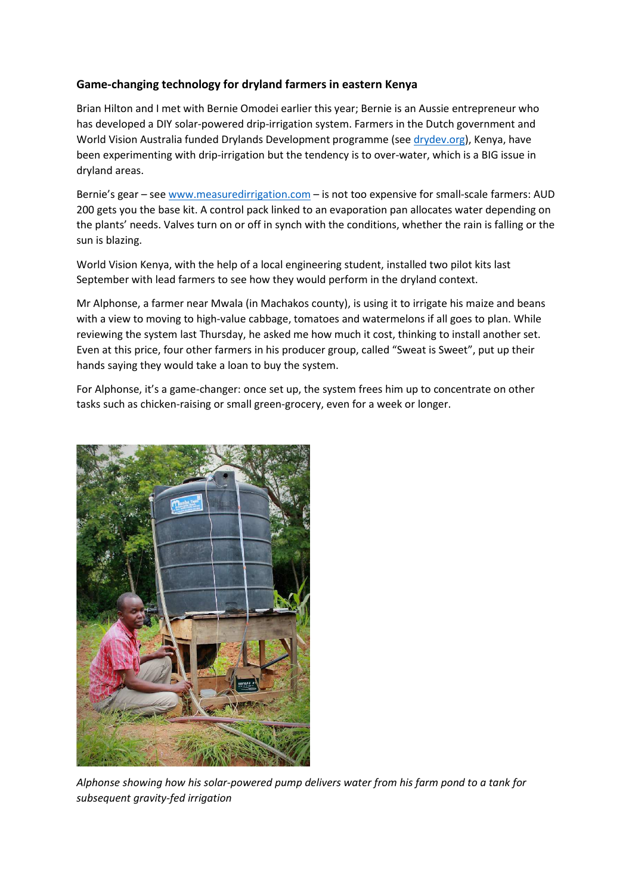**Game-changing technology for dryland farmers in eastern Kenya**

Brian Hilton and I met with Bernie Omodei earlier this year; Bernie is an Aussie entrepreneur who has developed a DIY solar-powered drip-irrigation system. Farmers in the Dutch government and World Vision Australia funded Drylands Development programme (see [drydev.org](drydev.org)), Kenya, have been experimenting with drip-irrigation but the tendency is to over-water, which is a BIG issue in dryland areas.

Bernie's gear – see [www.measuredirrigation.com](www.measuredirrigation.com) – is not too expensive for small-scale farmers: AUD 200 gets you the base kit. A control pack linked to an evaporation pan allocates water depending on the plants' needs. Valves turn on or off in synch with the conditions, whether the rain is falling or the sun is blazing.

World Vision Kenya, with the help of a local engineering student, installed two pilot kits last September with lead farmers to see how they would perform in the dryland context.

Mr Alphonse, a farmer near Mwala (in Machakos county), is using it to irrigate his maize and beans with a view to moving to high-value cabbage, tomatoes and watermelons if all goes to plan. While reviewing the system last Thursday, he asked me how much it cost, thinking to install another set. Even at this price, four other farmers in his producer group, called "Sweat is Sweet", put up their hands saying they would take a loan to buy the system.

For Alphonse, it's a game-changer: once set up, the system frees him up to concentrate on other tasks such as chicken-raising or small green-grocery, even for a week or longer.

*Alphonse showing how his solar-powered pump delivers water from his farm pond to a tank for subsequent gravity-fed irrigation*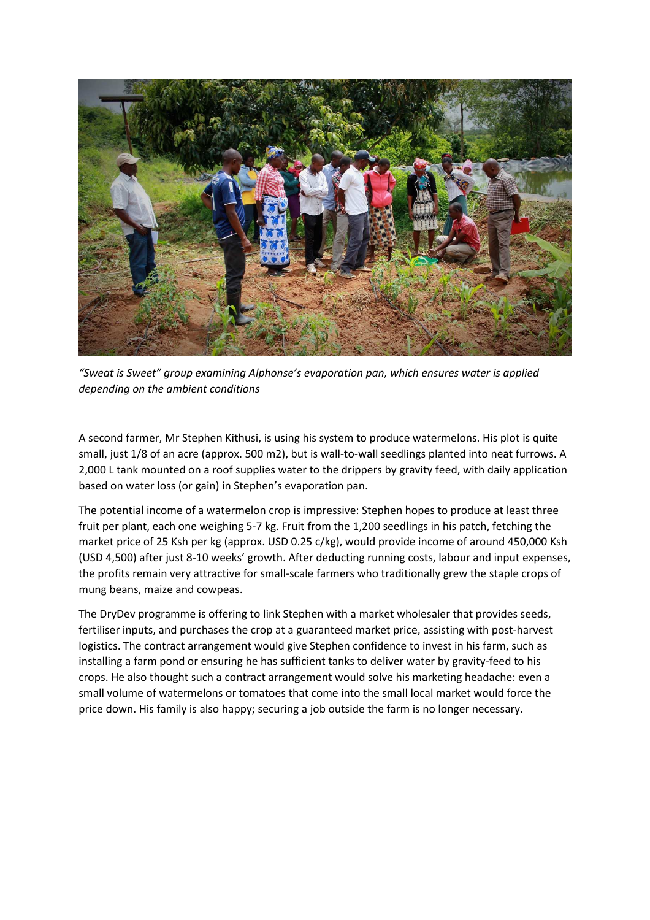*"Sweat is Sweet" group examining Alphonse's evaporation pan, which ensures water is applied depending on the ambient conditions*

A second farmer, Mr Stephen Kithusi, is using his system to produce watermelons. His plot is quite small, just 1/8 of an acre (approx. 500 m2), but is wall-to-wall seedlings planted into neat furrows. A 2,000 L tank mounted on a roof supplies water to the drippers by gravity feed, with daily application based on water loss (or gain) in Stephen's evaporation pan.

The potential income of a watermelon crop is impressive: Stephen hopes to produce at least three fruit per plant, each one weighing 5-7 kg. Fruit from the 1,200 seedlings in his patch, fetching the market price of 25 Ksh per kg (approx. USD 0.25 c/kg), would provide income of around 450,000 Ksh (USD 4,500) after just 8-10 weeks' growth. After deducting running costs, labour and input expenses, the profits remain very attractive for small-scale farmers who traditionally grew the staple crops of mung beans, maize and cowpeas.

The DryDev programme is offering to link Stephen with a market wholesaler that provides seeds, fertiliser inputs, and purchases the crop at a guaranteed market price, assisting with post-harvest logistics. The contract arrangement would give Stephen confidence to invest in his farm, such as installing a farm pond or ensuring he has sufficient tanks to deliver water by gravity-feed to his crops. He also thought such a contract arrangement would solve his marketing headache: even a small volume of watermelons or tomatoes that come into the small local market would force the price down. His family is also happy; securing a job outside the farm is no longer necessary.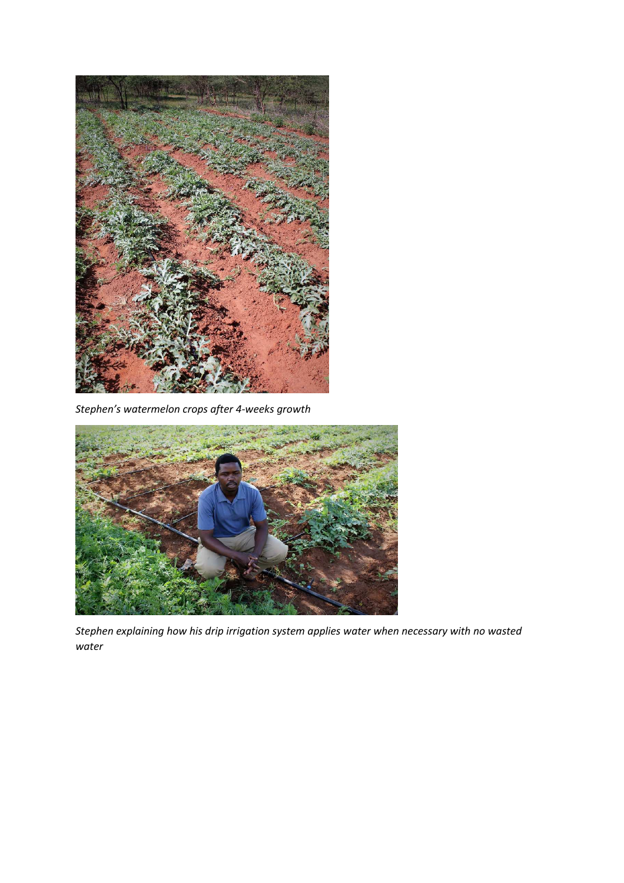*Stephen's watermelon crops after 4-weeks growth*

*Stephen explaining how his drip irrigation system applies water when necessary with no wasted water*